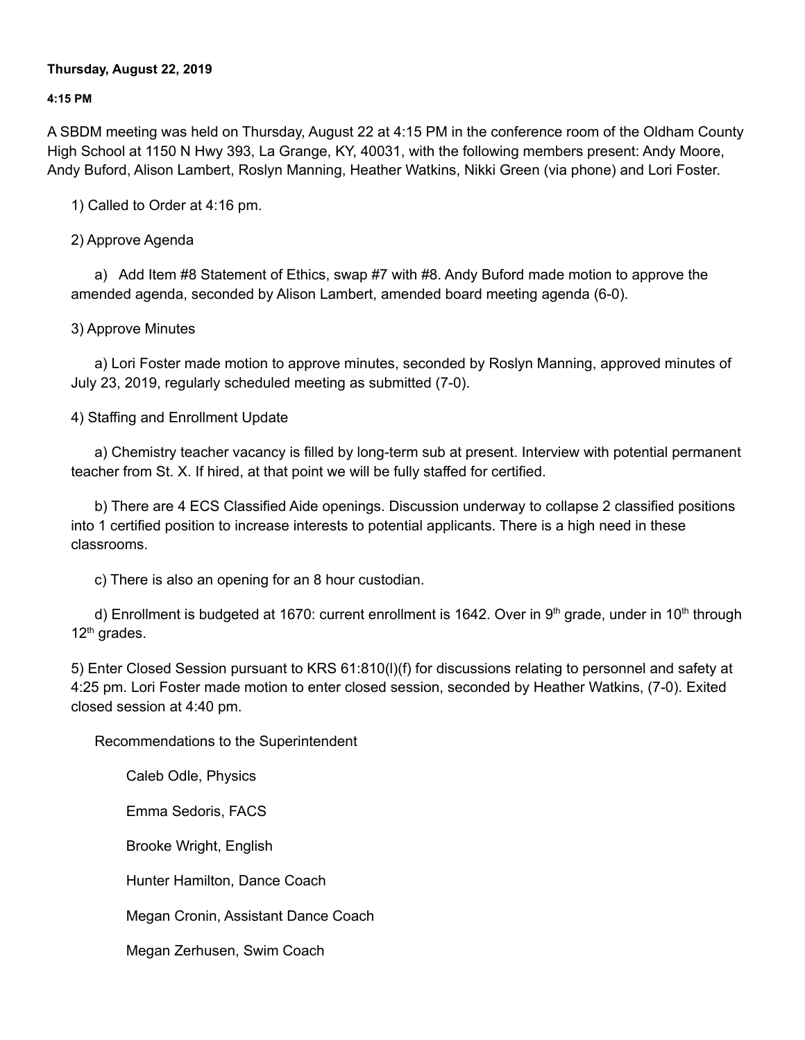**Thursday, August 22, 2019**

**4:15 PM**

A SBDM meeting was held on Thursday, August 22 at 4:15 PM in the conference room of the Oldham County High School at 1150 N Hwy 393, La Grange, KY, 40031, with the following members present: Andy Moore, Andy Buford, Alison Lambert, Roslyn Manning, Heather Watkins, Nikki Green (via phone) and Lori Foster.

1) Called to Order at 4:16 pm.

2) Approve Agenda

a) Add Item #8 Statement of Ethics, swap #7 with #8. Andy Buford made motion to approve the amended agenda, seconded by Alison Lambert, amended board meeting agenda (6-0).

3) Approve Minutes

a) Lori Foster made motion to approve minutes, seconded by Roslyn Manning, approved minutes of July 23, 2019, regularly scheduled meeting as submitted (7-0).

4) Staffing and Enrollment Update

a) Chemistry teacher vacancy is filled by long-term sub at present. Interview with potential permanent teacher from St. X. If hired, at that point we will be fully staffed for certified.

b) There are 4 ECS Classified Aide openings. Discussion underway to collapse 2 classified positions into 1 certified position to increase interests to potential applicants. There is a high need in these classrooms.

c) There is also an opening for an 8 hour custodian.

d) Enrollment is budgeted at 1670: current enrollment is 1642. Over in 9th grade, under in 10th through 12th grades.

5) Enter Closed Session pursuant to KRS 61:810(l)(f) for discussions relating to personnel and safety at 4:25 pm. Lori Foster made motion to enter closed session, seconded by Heather Watkins, (7-0). Exited closed session at 4:40 pm.

Recommendations to the Superintendent

Caleb Odle, Physics

Emma Sedoris, FACS

Brooke Wright, English

Hunter Hamilton, Dance Coach

Megan Cronin, Assistant Dance Coach

Megan Zerhusen, Swim Coach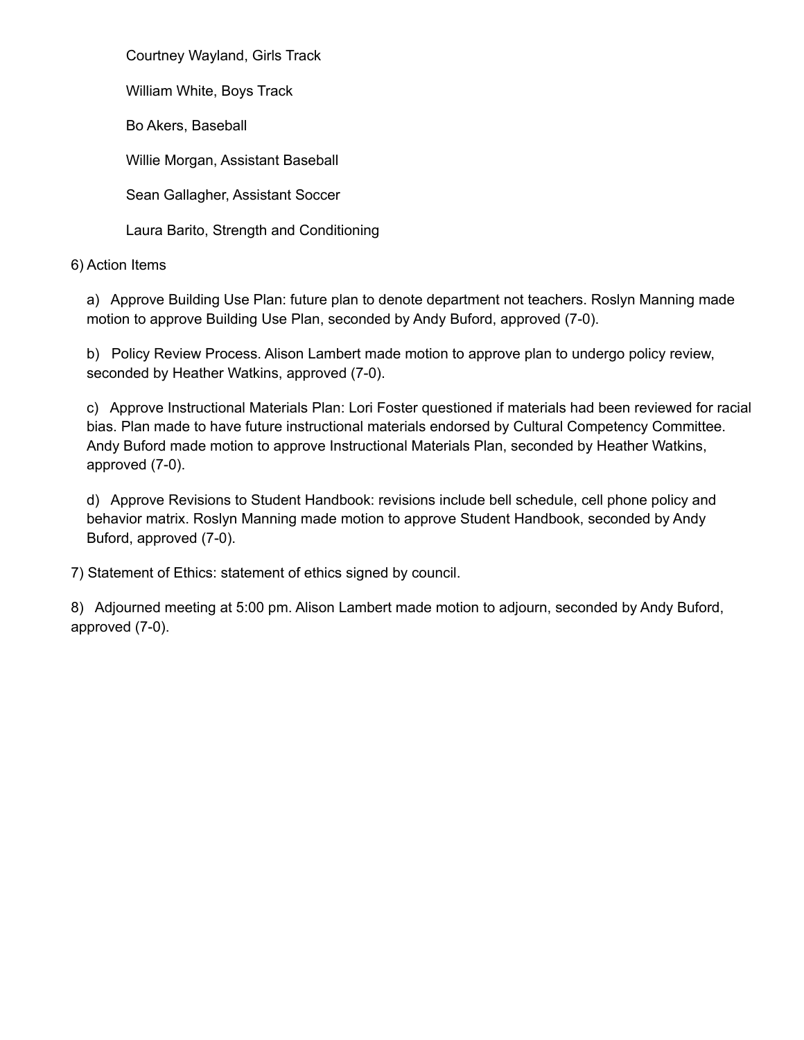Courtney Wayland, Girls Track

William White, Boys Track

Bo Akers, Baseball

Willie Morgan, Assistant Baseball

Sean Gallagher, Assistant Soccer

Laura Barito, Strength and Conditioning

6) Action Items

a) Approve Building Use Plan: future plan to denote department not teachers. Roslyn Manning made motion to approve Building Use Plan, seconded by Andy Buford, approved (7-0).

b) Policy Review Process. Alison Lambert made motion to approve plan to undergo policy review, seconded by Heather Watkins, approved (7-0).

c) Approve Instructional Materials Plan: Lori Foster questioned if materials had been reviewed for racial bias. Plan made to have future instructional materials endorsed by Cultural Competency Committee. Andy Buford made motion to approve Instructional Materials Plan, seconded by Heather Watkins, approved (7-0).

d) Approve Revisions to Student Handbook: revisions include bell schedule, cell phone policy and behavior matrix. Roslyn Manning made motion to approve Student Handbook, seconded by Andy Buford, approved (7-0).

7) Statement of Ethics: statement of ethics signed by council.

8) Adjourned meeting at 5:00 pm. Alison Lambert made motion to adjourn, seconded by Andy Buford, approved (7-0).